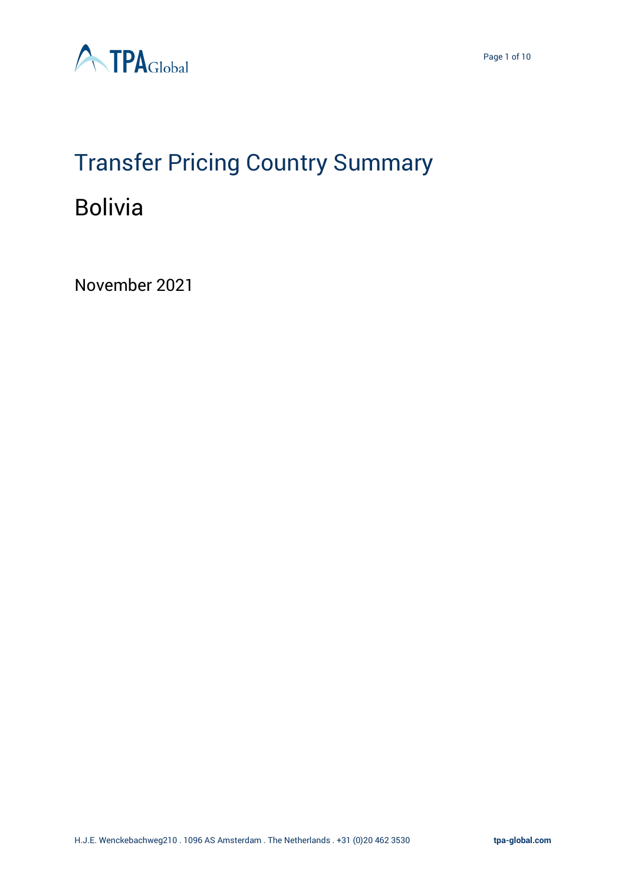# Transfer Pricing Country Summary

## Bolivia

November 2021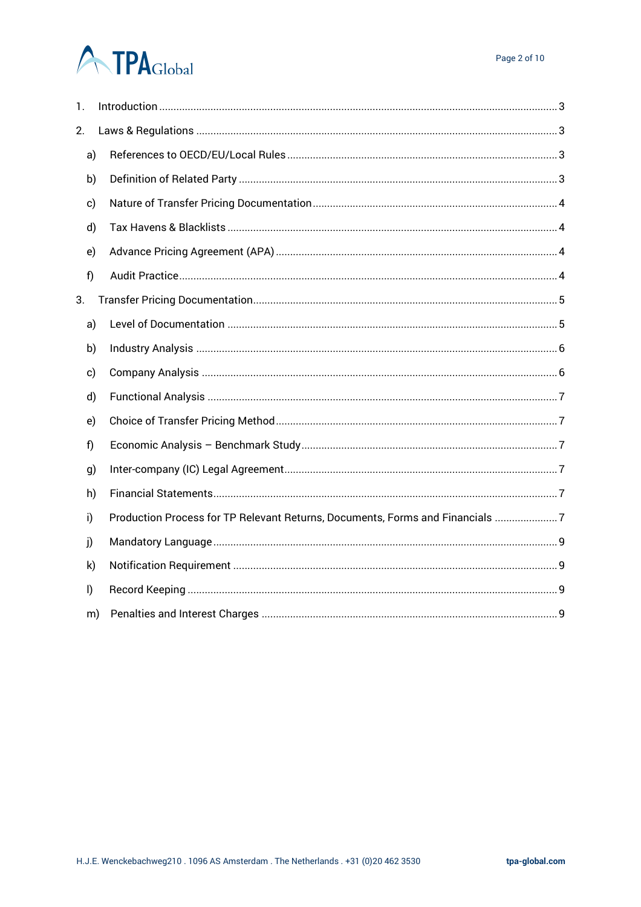1. Introduction ... 3
2. Laws & Regulations ... 3
   - a) References to OECD/EU/Local Rules ... 3
   - b) Definition of Related Party ... 3
   - c) Nature of Transfer Pricing Documentation ... 4
   - d) Tax Havens & Blacklists ... 4
   - e) Advance Pricing Agreement (APA) ... 4
   - f) Audit Practice ... 4
3. Transfer Pricing Documentation ... 5
   - a) Level of Documentation ... 5
   - b) Industry Analysis ... 6
   - c) Company Analysis ... 6
   - d) Functional Analysis ... 7
   - e) Choice of Transfer Pricing Method ... 7
   - f) Economic Analysis – Benchmark Study ... 7
   - g) Inter-company (IC) Legal Agreement ... 7
   - h) Financial Statements ... 7
   - i) Production Process for TP Relevant Returns, Documents, Forms and Financials ... 7
   - j) Mandatory Language ... 9
   - k) Notification Requirement ... 9
   - l) Record Keeping ... 9
   - m) Penalties and Interest Charges ... 9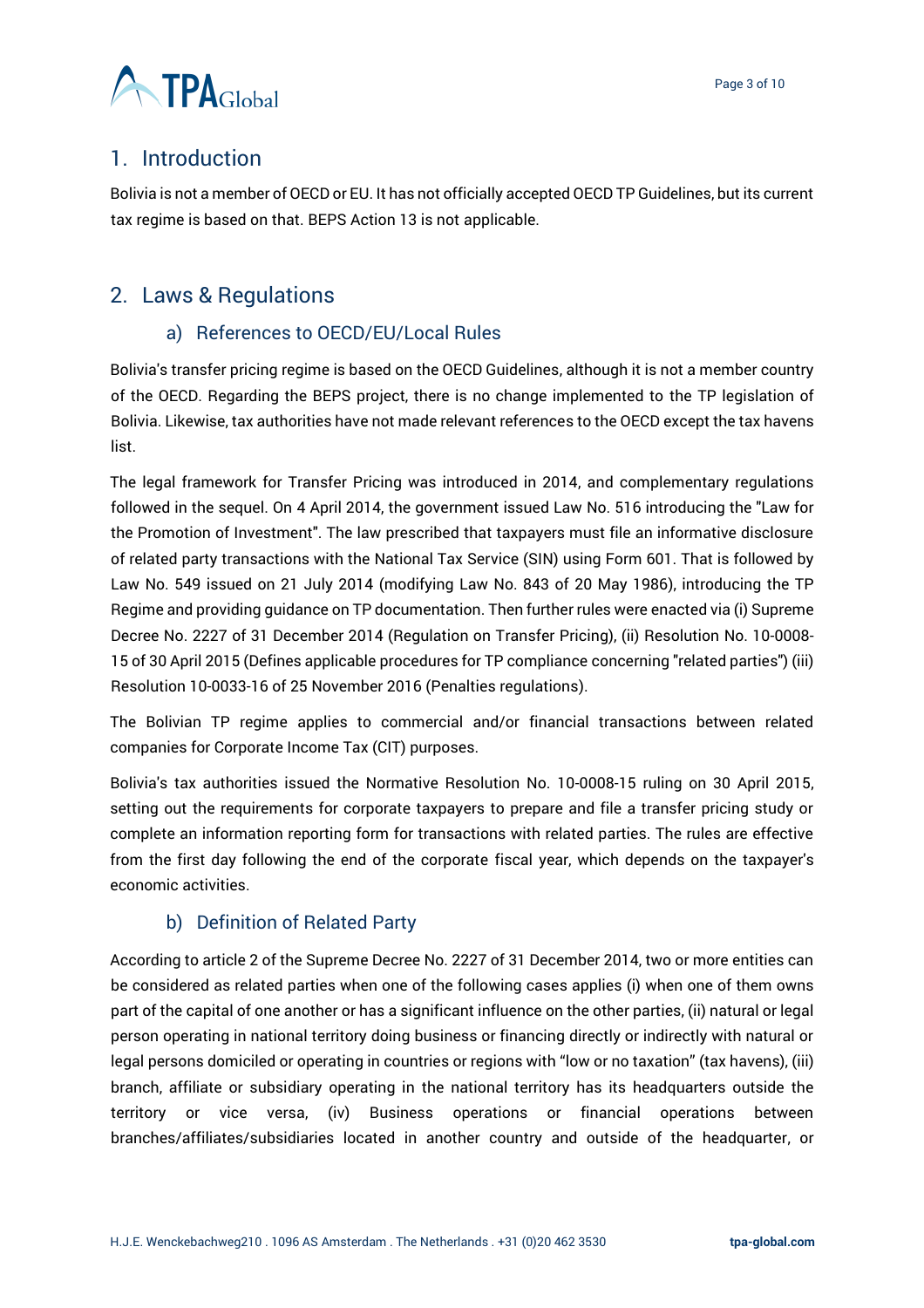## 1. Introduction

Bolivia is not a member of OECD or EU. It has not officially accepted OECD TP Guidelines, but its current tax regime is based on that. BEPS Action 13 is not applicable.

## 2. Laws & Regulations

### a) References to OECD/EU/Local Rules

Bolivia's transfer pricing regime is based on the OECD Guidelines, although it is not a member country of the OECD. Regarding the BEPS project, there is no change implemented to the TP legislation of Bolivia. Likewise, tax authorities have not made relevant references to the OECD except the tax havens list.

The legal framework for Transfer Pricing was introduced in 2014, and complementary regulations followed in the sequel. On 4 April 2014, the government issued Law No. 516 introducing the "Law for the Promotion of Investment". The law prescribed that taxpayers must file an informative disclosure of related party transactions with the National Tax Service (SIN) using Form 601. That is followed by Law No. 549 issued on 21 July 2014 (modifying Law No. 843 of 20 May 1986), introducing the TP Regime and providing guidance on TP documentation. Then further rules were enacted via (i) Supreme Decree No. 2227 of 31 December 2014 (Regulation on Transfer Pricing), (ii) Resolution No. 10-0008-15 of 30 April 2015 (Defines applicable procedures for TP compliance concerning "related parties") (iii) Resolution 10-0033-16 of 25 November 2016 (Penalties regulations).

The Bolivian TP regime applies to commercial and/or financial transactions between related companies for Corporate Income Tax (CIT) purposes.

Bolivia's tax authorities issued the Normative Resolution No. 10-0008-15 ruling on 30 April 2015, setting out the requirements for corporate taxpayers to prepare and file a transfer pricing study or complete an information reporting form for transactions with related parties. The rules are effective from the first day following the end of the corporate fiscal year, which depends on the taxpayer's economic activities.

### b) Definition of Related Party

According to article 2 of the Supreme Decree No. 2227 of 31 December 2014, two or more entities can be considered as related parties when one of the following cases applies (i) when one of them owns part of the capital of one another or has a significant influence on the other parties, (ii) natural or legal person operating in national territory doing business or financing directly or indirectly with natural or legal persons domiciled or operating in countries or regions with "low or no taxation" (tax havens), (iii) branch, affiliate or subsidiary operating in the national territory has its headquarters outside the territory or vice versa, (iv) Business operations or financial operations between branches/affiliates/subsidiaries located in another country and outside of the headquarter, or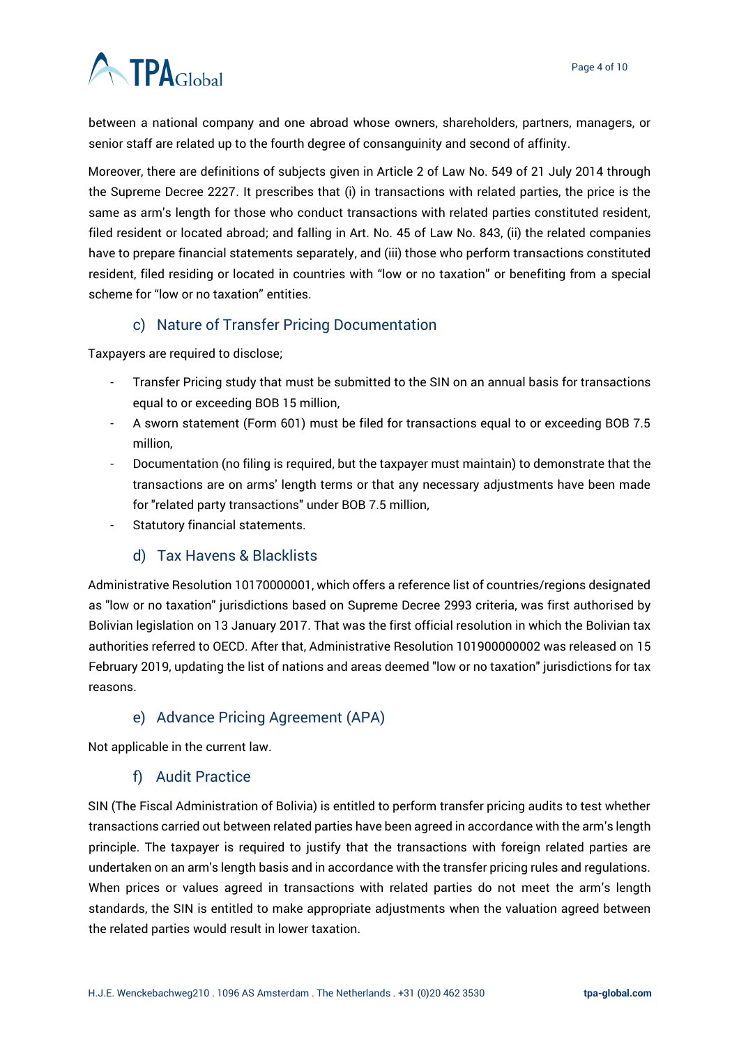between a national company and one abroad whose owners, shareholders, partners, managers, or senior staff are related up to the fourth degree of consanguinity and second of affinity.

Moreover, there are definitions of subjects given in Article 2 of Law No. 549 of 21 July 2014 through the Supreme Decree 2227. It prescribes that (i) in transactions with related parties, the price is the same as arm's length for those who conduct transactions with related parties constituted resident, filed resident or located abroad; and falling in Art. No. 45 of Law No. 843, (ii) the related companies have to prepare financial statements separately, and (iii) those who perform transactions constituted resident, filed residing or located in countries with "low or no taxation" or benefiting from a special scheme for "low or no taxation" entities.

### c) Nature of Transfer Pricing Documentation

Taxpayers are required to disclose;

- Transfer Pricing study that must be submitted to the SIN on an annual basis for transactions equal to or exceeding BOB 15 million,
- A sworn statement (Form 601) must be filed for transactions equal to or exceeding BOB 7.5 million,
- Documentation (no filing is required, but the taxpayer must maintain) to demonstrate that the transactions are on arms' length terms or that any necessary adjustments have been made for "related party transactions" under BOB 7.5 million,
- Statutory financial statements.

### d) Tax Havens & Blacklists

Administrative Resolution 10170000001, which offers a reference list of countries/regions designated as "low or no taxation" jurisdictions based on Supreme Decree 2993 criteria, was first authorised by Bolivian legislation on 13 January 2017. That was the first official resolution in which the Bolivian tax authorities referred to OECD. After that, Administrative Resolution 101900000002 was released on 15 February 2019, updating the list of nations and areas deemed "low or no taxation" jurisdictions for tax reasons.

### e) Advance Pricing Agreement (APA)

Not applicable in the current law.

### f) Audit Practice

SIN (The Fiscal Administration of Bolivia) is entitled to perform transfer pricing audits to test whether transactions carried out between related parties have been agreed in accordance with the arm's length principle. The taxpayer is required to justify that the transactions with foreign related parties are undertaken on an arm's length basis and in accordance with the transfer pricing rules and regulations. When prices or values agreed in transactions with related parties do not meet the arm's length standards, the SIN is entitled to make appropriate adjustments when the valuation agreed between the related parties would result in lower taxation.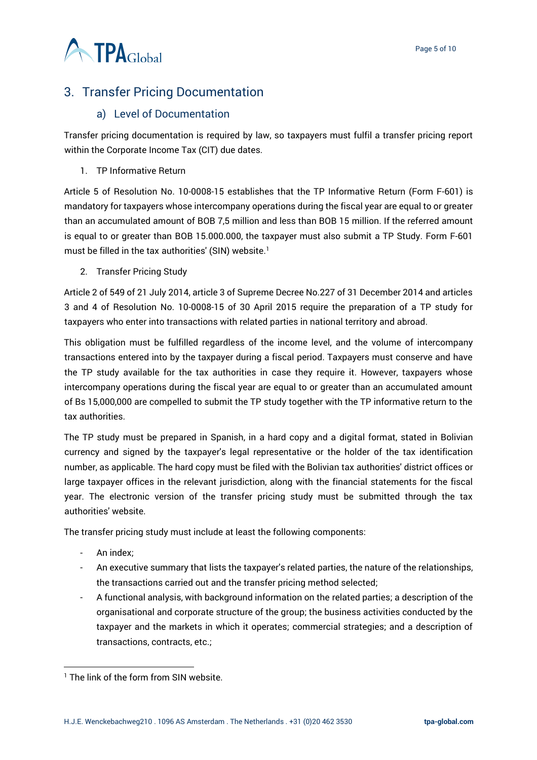## 3. Transfer Pricing Documentation

### a) Level of Documentation

Transfer pricing documentation is required by law, so taxpayers must fulfil a transfer pricing report within the Corporate Income Tax (CIT) due dates.

1. TP Informative Return

Article 5 of Resolution No. 10-0008-15 establishes that the TP Informative Return (Form F-601) is mandatory for taxpayers whose intercompany operations during the fiscal year are equal to or greater than an accumulated amount of BOB 7,5 million and less than BOB 15 million. If the referred amount is equal to or greater than BOB 15.000.000, the taxpayer must also submit a TP Study. Form F-601 must be filled in the tax authorities' (SIN) website.[1]

2. Transfer Pricing Study

Article 2 of 549 of 21 July 2014, article 3 of Supreme Decree No.227 of 31 December 2014 and articles 3 and 4 of Resolution No. 10-0008-15 of 30 April 2015 require the preparation of a TP study for taxpayers who enter into transactions with related parties in national territory and abroad.

This obligation must be fulfilled regardless of the income level, and the volume of intercompany transactions entered into by the taxpayer during a fiscal period. Taxpayers must conserve and have the TP study available for the tax authorities in case they require it. However, taxpayers whose intercompany operations during the fiscal year are equal to or greater than an accumulated amount of Bs 15,000,000 are compelled to submit the TP study together with the TP informative return to the tax authorities.

The TP study must be prepared in Spanish, in a hard copy and a digital format, stated in Bolivian currency and signed by the taxpayer's legal representative or the holder of the tax identification number, as applicable. The hard copy must be filed with the Bolivian tax authorities' district offices or large taxpayer offices in the relevant jurisdiction, along with the financial statements for the fiscal year. The electronic version of the transfer pricing study must be submitted through the tax authorities' website.

The transfer pricing study must include at least the following components:

- An index;
- An executive summary that lists the taxpayer's related parties, the nature of the relationships, the transactions carried out and the transfer pricing method selected;
- A functional analysis, with background information on the related parties; a description of the organisational and corporate structure of the group; the business activities conducted by the taxpayer and the markets in which it operates; commercial strategies; and a description of transactions, contracts, etc.;

---

[1] The link of the form from SIN website.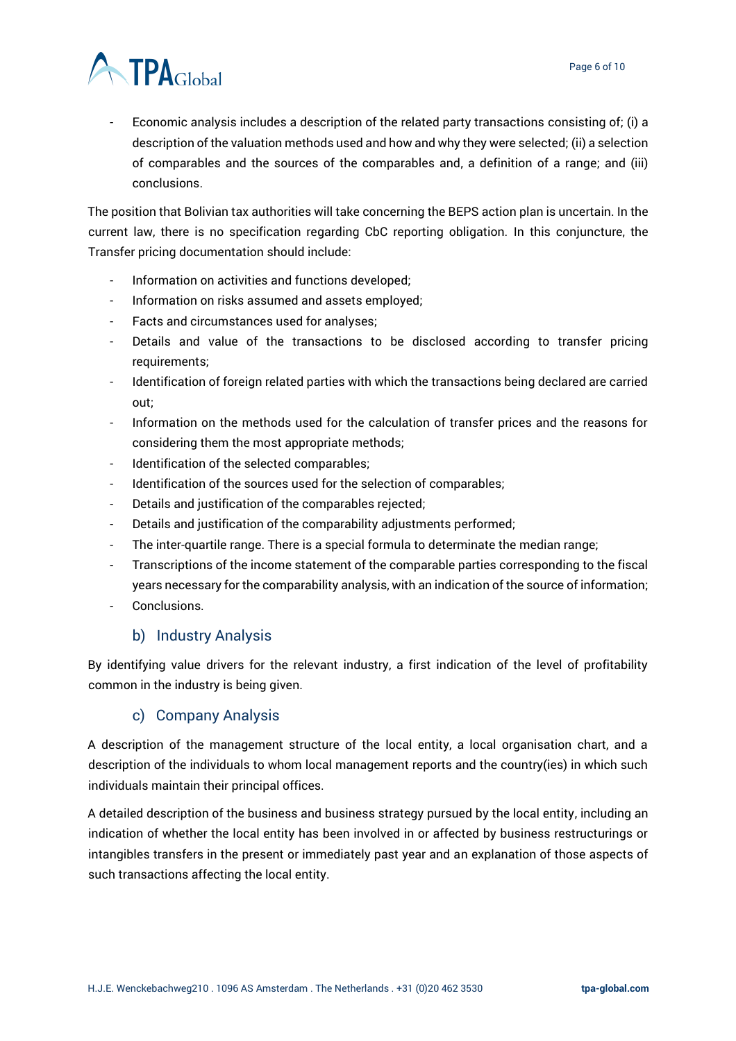- Economic analysis includes a description of the related party transactions consisting of; (i) a description of the valuation methods used and how and why they were selected; (ii) a selection of comparables and the sources of the comparables and, a definition of a range; and (iii) conclusions.

The position that Bolivian tax authorities will take concerning the BEPS action plan is uncertain. In the current law, there is no specification regarding CbC reporting obligation. In this conjuncture, the Transfer pricing documentation should include:

- Information on activities and functions developed;
- Information on risks assumed and assets employed;
- Facts and circumstances used for analyses;
- Details and value of the transactions to be disclosed according to transfer pricing requirements;
- Identification of foreign related parties with which the transactions being declared are carried out;
- Information on the methods used for the calculation of transfer prices and the reasons for considering them the most appropriate methods;
- Identification of the selected comparables;
- Identification of the sources used for the selection of comparables;
- Details and justification of the comparables rejected;
- Details and justification of the comparability adjustments performed;
- The inter-quartile range. There is a special formula to determinate the median range;
- Transcriptions of the income statement of the comparable parties corresponding to the fiscal years necessary for the comparability analysis, with an indication of the source of information;
- Conclusions.

### b) Industry Analysis

By identifying value drivers for the relevant industry, a first indication of the level of profitability common in the industry is being given.

### c) Company Analysis

A description of the management structure of the local entity, a local organisation chart, and a description of the individuals to whom local management reports and the country(ies) in which such individuals maintain their principal offices.

A detailed description of the business and business strategy pursued by the local entity, including an indication of whether the local entity has been involved in or affected by business restructurings or intangibles transfers in the present or immediately past year and an explanation of those aspects of such transactions affecting the local entity.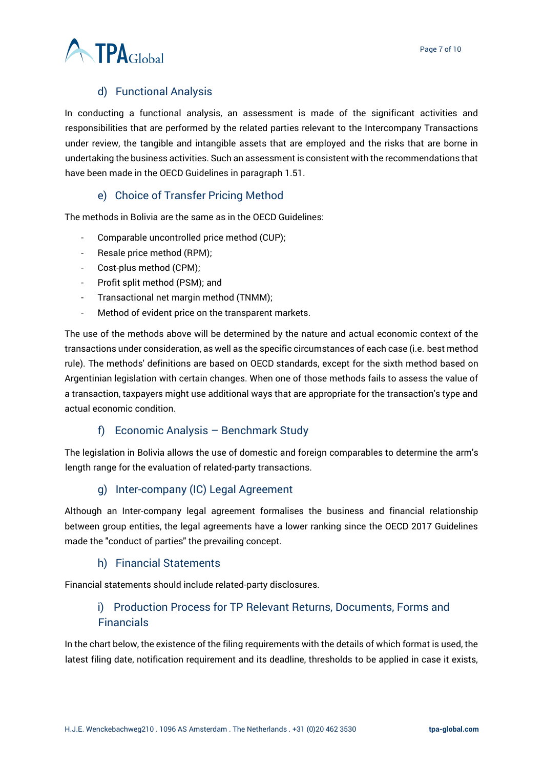### d) Functional Analysis

In conducting a functional analysis, an assessment is made of the significant activities and responsibilities that are performed by the related parties relevant to the Intercompany Transactions under review, the tangible and intangible assets that are employed and the risks that are borne in undertaking the business activities. Such an assessment is consistent with the recommendations that have been made in the OECD Guidelines in paragraph 1.51.

### e) Choice of Transfer Pricing Method

The methods in Bolivia are the same as in the OECD Guidelines:

- Comparable uncontrolled price method (CUP);
- Resale price method (RPM);
- Cost-plus method (CPM);
- Profit split method (PSM); and
- Transactional net margin method (TNMM);
- Method of evident price on the transparent markets.

The use of the methods above will be determined by the nature and actual economic context of the transactions under consideration, as well as the specific circumstances of each case (i.e. best method rule). The methods' definitions are based on OECD standards, except for the sixth method based on Argentinian legislation with certain changes. When one of those methods fails to assess the value of a transaction, taxpayers might use additional ways that are appropriate for the transaction's type and actual economic condition.

### f) Economic Analysis – Benchmark Study

The legislation in Bolivia allows the use of domestic and foreign comparables to determine the arm's length range for the evaluation of related-party transactions.

### g) Inter-company (IC) Legal Agreement

Although an Inter-company legal agreement formalises the business and financial relationship between group entities, the legal agreements have a lower ranking since the OECD 2017 Guidelines made the "conduct of parties" the prevailing concept.

### h) Financial Statements

Financial statements should include related-party disclosures.

### i) Production Process for TP Relevant Returns, Documents, Forms and Financials

In the chart below, the existence of the filing requirements with the details of which format is used, the latest filing date, notification requirement and its deadline, thresholds to be applied in case it exists,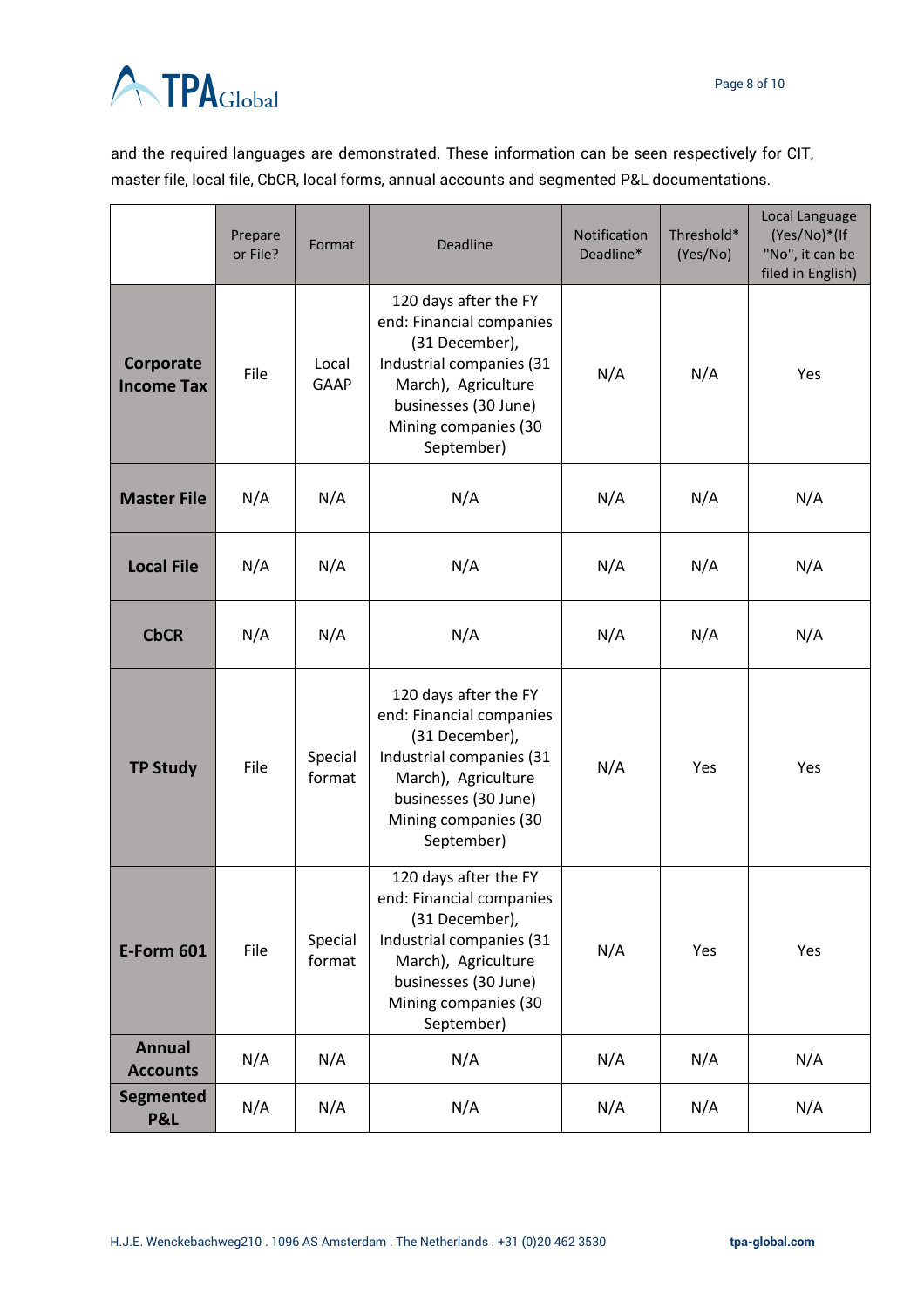and the required languages are demonstrated. These information can be seen respectively for CIT, master file, local file, CbCR, local forms, annual accounts and segmented P&L documentations.

| | Prepare or File? | Format | Deadline | Notification Deadline* | Threshold* (Yes/No) | Local Language (Yes/No)*(If "No", it can be filed in English) |
|---|---|---|---|---|---|---|
| **Corporate Income Tax** | File | Local GAAP | 120 days after the FY end: Financial companies (31 December), Industrial companies (31 March), Agriculture businesses (30 June) Mining companies (30 September) | N/A | N/A | Yes |
| **Master File** | N/A | N/A | N/A | N/A | N/A | N/A |
| **Local File** | N/A | N/A | N/A | N/A | N/A | N/A |
| **CbCR** | N/A | N/A | N/A | N/A | N/A | N/A |
| **TP Study** | File | Special format | 120 days after the FY end: Financial companies (31 December), Industrial companies (31 March), Agriculture businesses (30 June) Mining companies (30 September) | N/A | Yes | Yes |
| **E-Form 601** | File | Special format | 120 days after the FY end: Financial companies (31 December), Industrial companies (31 March), Agriculture businesses (30 June) Mining companies (30 September) | N/A | Yes | Yes |
| **Annual Accounts** | N/A | N/A | N/A | N/A | N/A | N/A |
| **Segmented P&L** | N/A | N/A | N/A | N/A | N/A | N/A |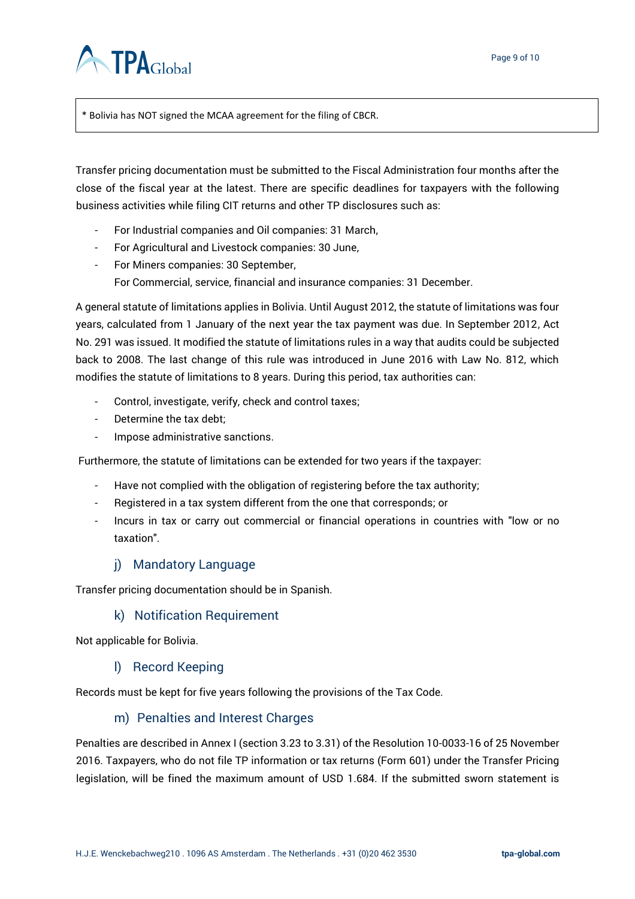* Bolivia has NOT signed the MCAA agreement for the filing of CBCR.

Transfer pricing documentation must be submitted to the Fiscal Administration four months after the close of the fiscal year at the latest. There are specific deadlines for taxpayers with the following business activities while filing CIT returns and other TP disclosures such as:

- For Industrial companies and Oil companies: 31 March,
- For Agricultural and Livestock companies: 30 June,
- For Miners companies: 30 September,
  For Commercial, service, financial and insurance companies: 31 December.

A general statute of limitations applies in Bolivia. Until August 2012, the statute of limitations was four years, calculated from 1 January of the next year the tax payment was due. In September 2012, Act No. 291 was issued. It modified the statute of limitations rules in a way that audits could be subjected back to 2008. The last change of this rule was introduced in June 2016 with Law No. 812, which modifies the statute of limitations to 8 years. During this period, tax authorities can:

- Control, investigate, verify, check and control taxes;
- Determine the tax debt;
- Impose administrative sanctions.

Furthermore, the statute of limitations can be extended for two years if the taxpayer:

- Have not complied with the obligation of registering before the tax authority;
- Registered in a tax system different from the one that corresponds; or
- Incurs in tax or carry out commercial or financial operations in countries with "low or no taxation".

### j) Mandatory Language

Transfer pricing documentation should be in Spanish.

### k) Notification Requirement

Not applicable for Bolivia.

### l) Record Keeping

Records must be kept for five years following the provisions of the Tax Code.

### m) Penalties and Interest Charges

Penalties are described in Annex I (section 3.23 to 3.31) of the Resolution 10-0033-16 of 25 November 2016. Taxpayers, who do not file TP information or tax returns (Form 601) under the Transfer Pricing legislation, will be fined the maximum amount of USD 1.684. If the submitted sworn statement is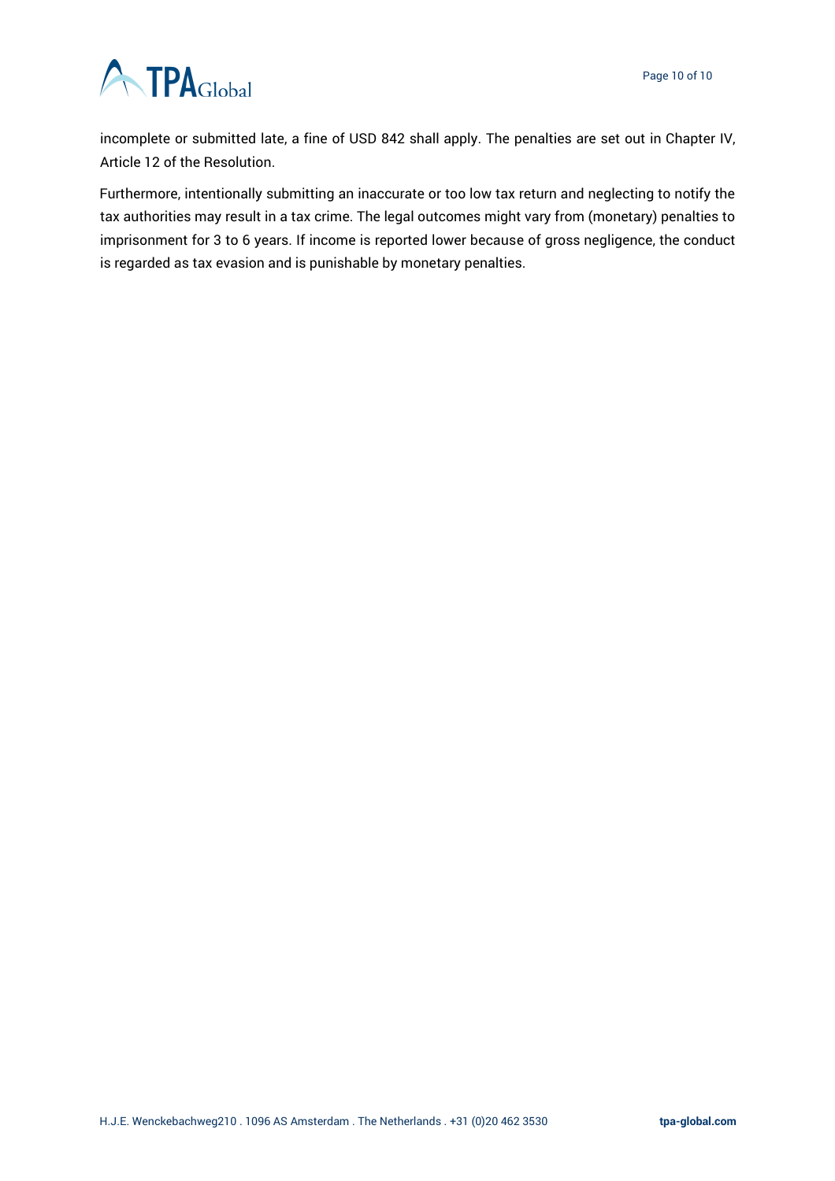incomplete or submitted late, a fine of USD 842 shall apply. The penalties are set out in Chapter IV, Article 12 of the Resolution.

Furthermore, intentionally submitting an inaccurate or too low tax return and neglecting to notify the tax authorities may result in a tax crime. The legal outcomes might vary from (monetary) penalties to imprisonment for 3 to 6 years. If income is reported lower because of gross negligence, the conduct is regarded as tax evasion and is punishable by monetary penalties.